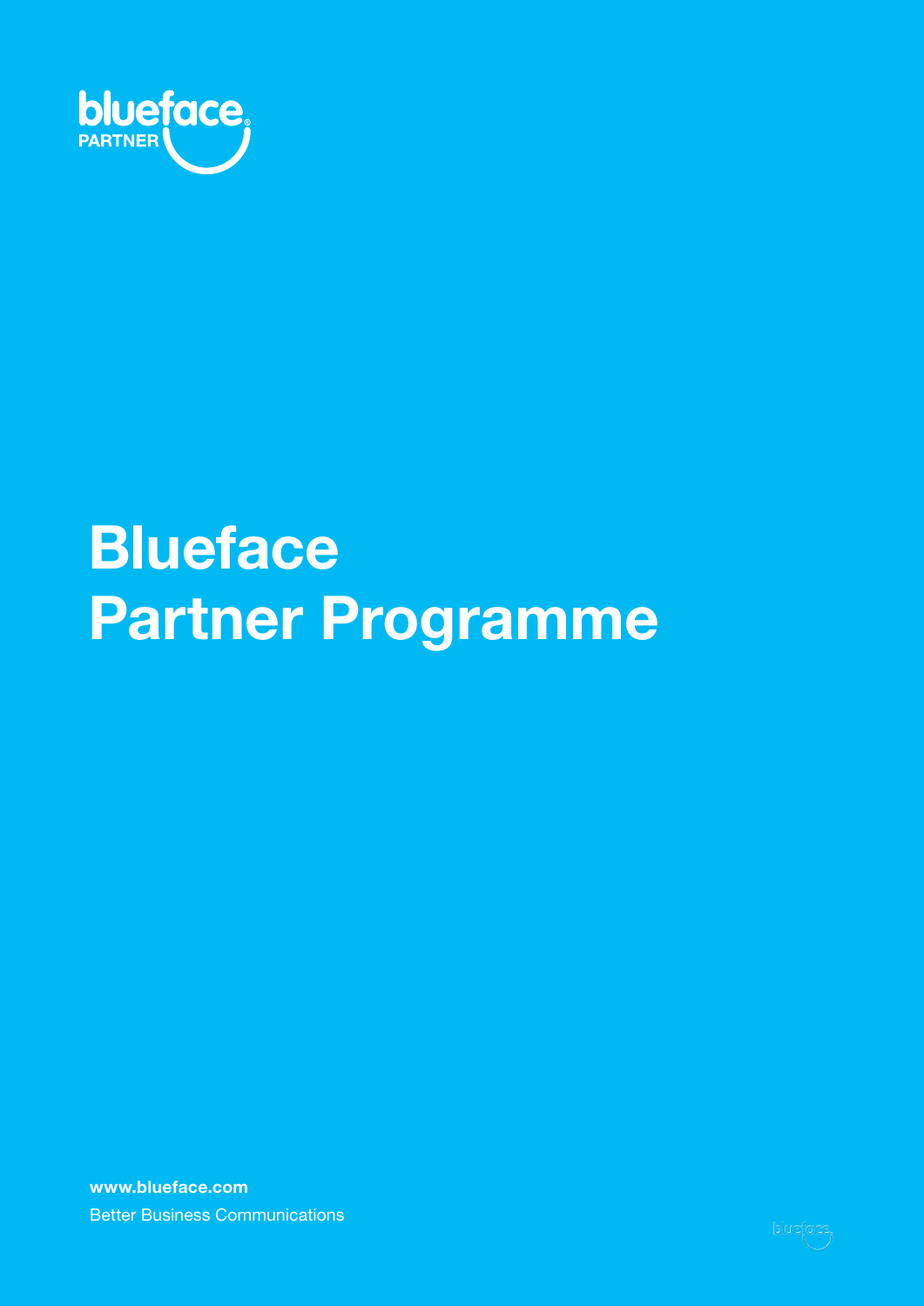blueface PARTNER

# Blueface Partner Programme

**www.blueface.com**

Better Business Communications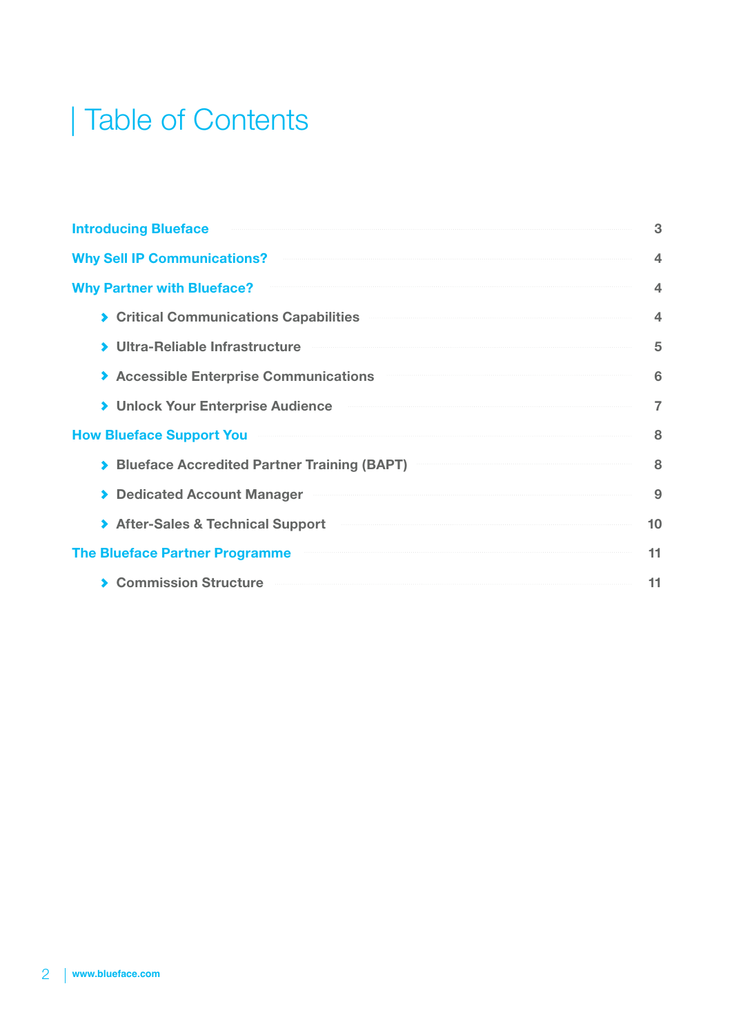# Table of Contents

| | |
|---|---|
| **Introducing Blueface** | 3 |
| **Why Sell IP Communications?** | 4 |
| **Why Partner with Blueface?** | 4 |
| › Critical Communications Capabilities | 4 |
| › Ultra-Reliable Infrastructure | 5 |
| › Accessible Enterprise Communications | 6 |
| › Unlock Your Enterprise Audience | 7 |
| **How Blueface Support You** | 8 |
| › Blueface Accredited Partner Training (BAPT) | 8 |
| › Dedicated Account Manager | 9 |
| › After-Sales & Technical Support | 10 |
| **The Blueface Partner Programme** | 11 |
| › Commission Structure | 11 |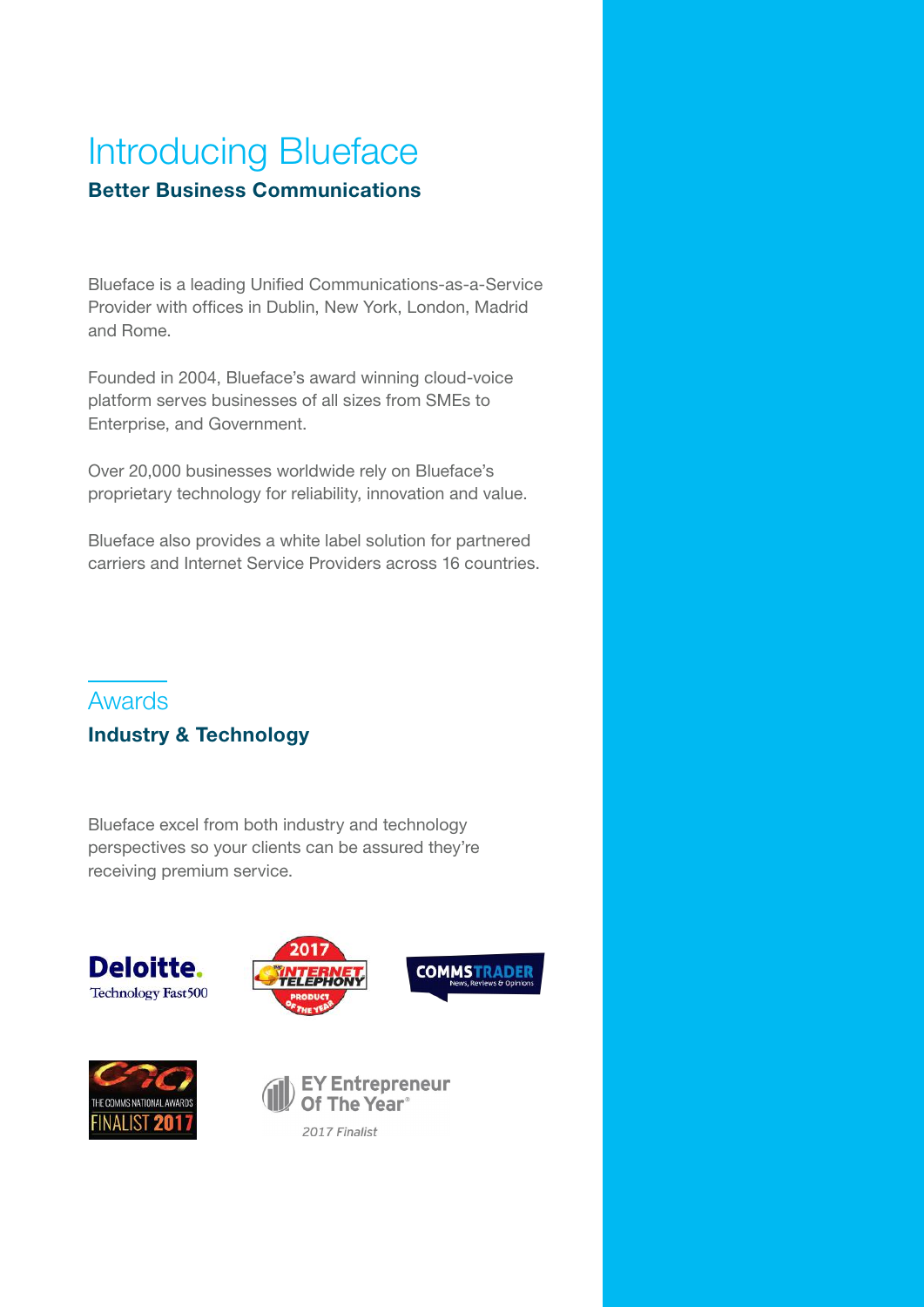# Introducing Blueface

**Better Business Communications**

Blueface is a leading Unified Communications-as-a-Service Provider with offices in Dublin, New York, London, Madrid and Rome.

Founded in 2004, Blueface's award winning cloud-voice platform serves businesses of all sizes from SMEs to Enterprise, and Government.

Over 20,000 businesses worldwide rely on Blueface's proprietary technology for reliability, innovation and value.

Blueface also provides a white label solution for partnered carriers and Internet Service Providers across 16 countries.

## Awards

**Industry & Technology**

Blueface excel from both industry and technology perspectives so your clients can be assured they're receiving premium service.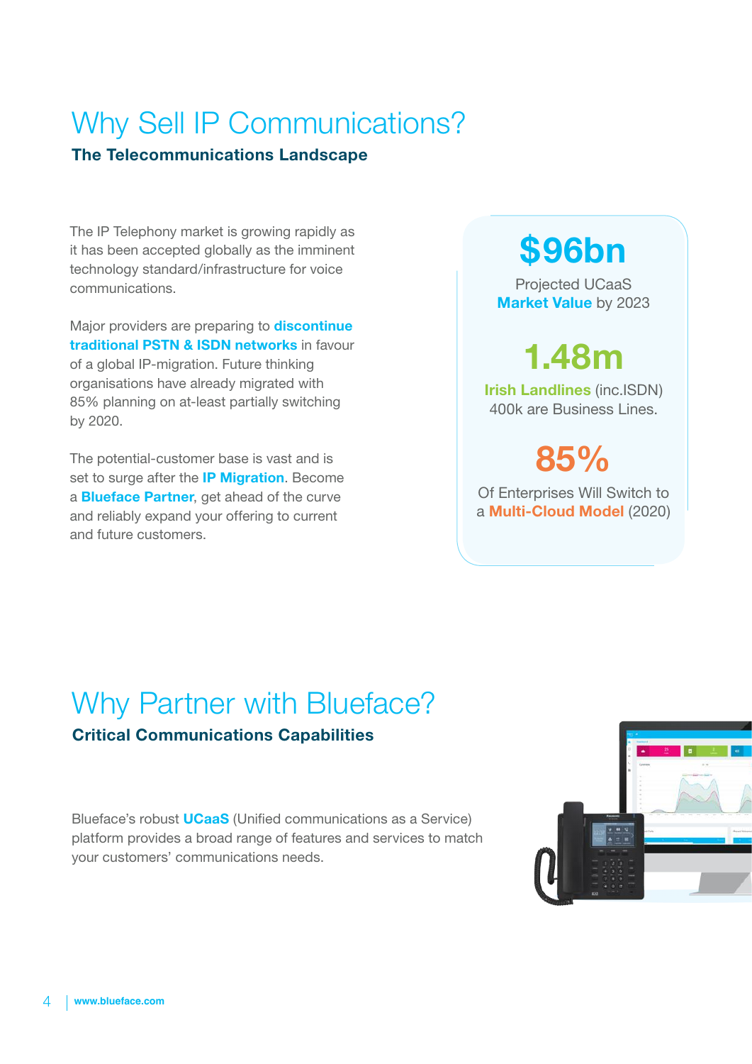# Why Sell IP Communications?

### The Telecommunications Landscape

The IP Telephony market is growing rapidly as it has been accepted globally as the imminent technology standard/infrastructure for voice communications.

Major providers are preparing to **discontinue traditional PSTN & ISDN networks** in favour of a global IP-migration. Future thinking organisations have already migrated with 85% planning on at-least partially switching by 2020.

The potential-customer base is vast and is set to surge after the **IP Migration**. Become a **Blueface Partner**, get ahead of the curve and reliably expand your offering to current and future customers.

**$96bn**

Projected UCaaS **Market Value** by 2023

**1.48m**

**Irish Landlines** (inc.ISDN) 400k are Business Lines.

**85%**

Of Enterprises Will Switch to a **Multi-Cloud Model** (2020)

# Why Partner with Blueface?

### Critical Communications Capabilities

Blueface's robust **UCaaS** (Unified communications as a Service) platform provides a broad range of features and services to match your customers' communications needs.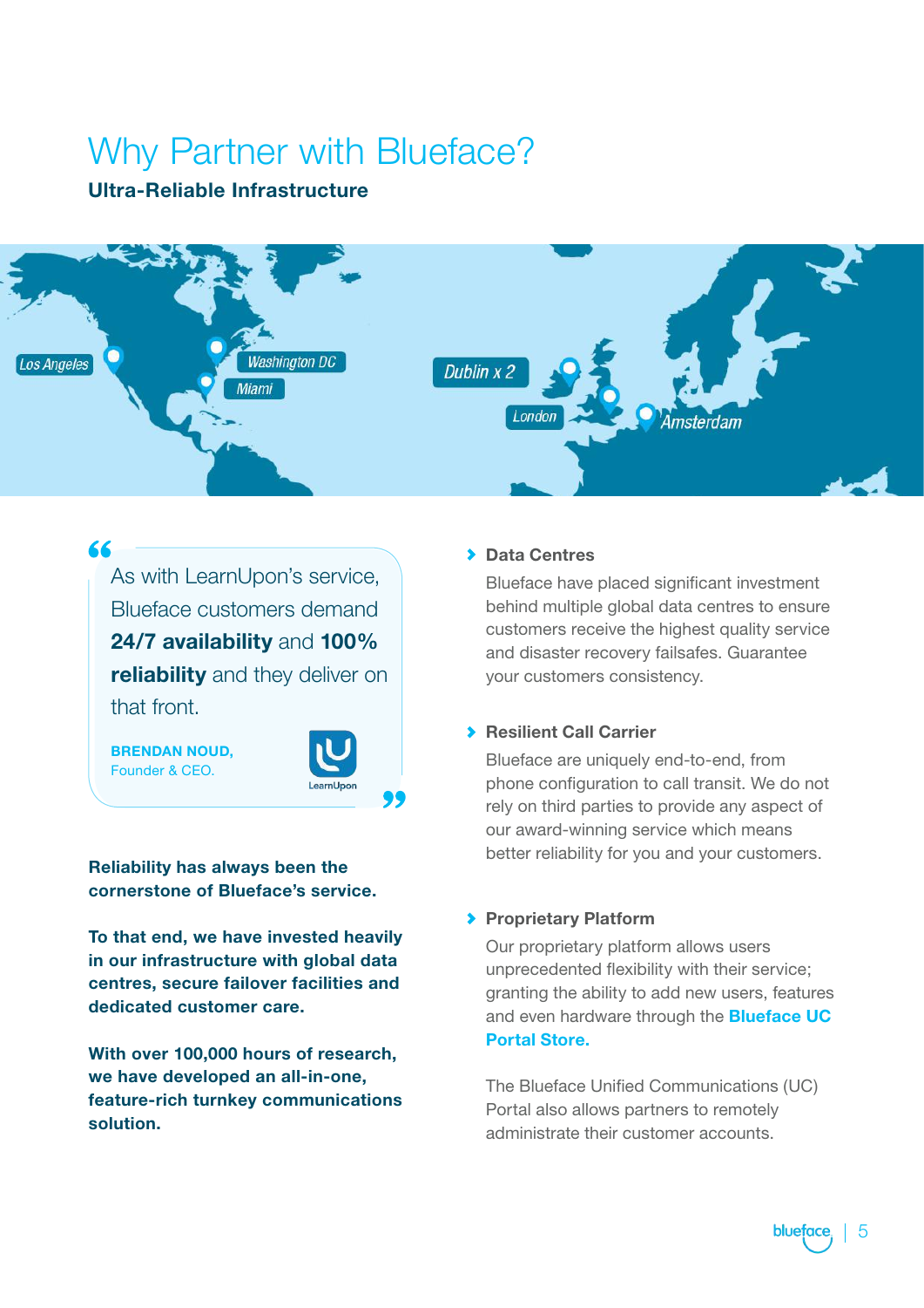# Why Partner with Blueface?

**Ultra-Reliable Infrastructure**

Los Angeles
Washington DC
Miami
Dublin x 2
London
Amsterdam

> As with LearnUpon's service, Blueface customers demand **24/7 availability** and **100% reliability** and they deliver on that front.
>
> **BRENDAN NOUD,**
> Founder & CEO.
>
> LearnUpon

**Reliability has always been the cornerstone of Blueface's service.**

**To that end, we have invested heavily in our infrastructure with global data centres, secure failover facilities and dedicated customer care.**

**With over 100,000 hours of research, we have developed an all-in-one, feature-rich turnkey communications solution.**

### Data Centres

Blueface have placed significant investment behind multiple global data centres to ensure customers receive the highest quality service and disaster recovery failsafes. Guarantee your customers consistency.

### Resilient Call Carrier

Blueface are uniquely end-to-end, from phone configuration to call transit. We do not rely on third parties to provide any aspect of our award-winning service which means better reliability for you and your customers.

### Proprietary Platform

Our proprietary platform allows users unprecedented flexibility with their service; granting the ability to add new users, features and even hardware through the **Blueface UC Portal Store.**

The Blueface Unified Communications (UC) Portal also allows partners to remotely administrate their customer accounts.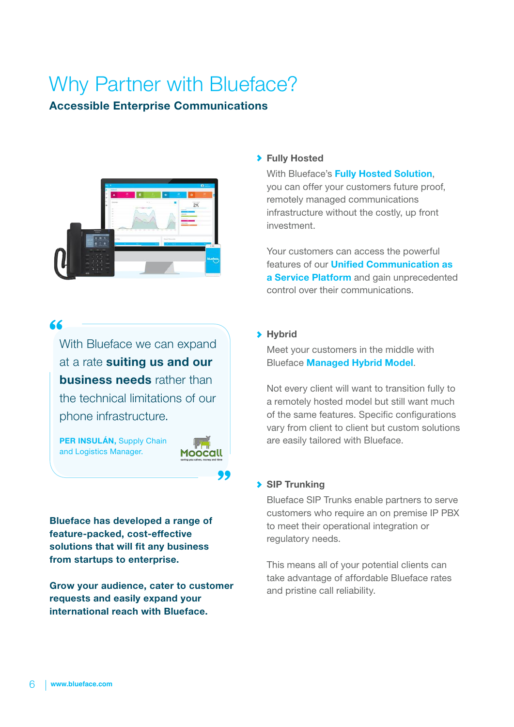# Why Partner with Blueface?

## Accessible Enterprise Communications

> With Blueface we can expand at a rate **suiting us and our business needs** rather than the technical limitations of our phone infrastructure.
>
> **PER INSULÁN,** Supply Chain and Logistics Manager.

**Blueface has developed a range of feature-packed, cost-effective solutions that will fit any business from startups to enterprise.**

**Grow your audience, cater to customer requests and easily expand your international reach with Blueface.**

### Fully Hosted

With Blueface's **Fully Hosted Solution**, you can offer your customers future proof, remotely managed communications infrastructure without the costly, up front investment.

Your customers can access the powerful features of our **Unified Communication as a Service Platform** and gain unprecedented control over their communications.

### Hybrid

Meet your customers in the middle with Blueface **Managed Hybrid Model**.

Not every client will want to transition fully to a remotely hosted model but still want much of the same features. Specific configurations vary from client to client but custom solutions are easily tailored with Blueface.

### SIP Trunking

Blueface SIP Trunks enable partners to serve customers who require an on premise IP PBX to meet their operational integration or regulatory needs.

This means all of your potential clients can take advantage of affordable Blueface rates and pristine call reliability.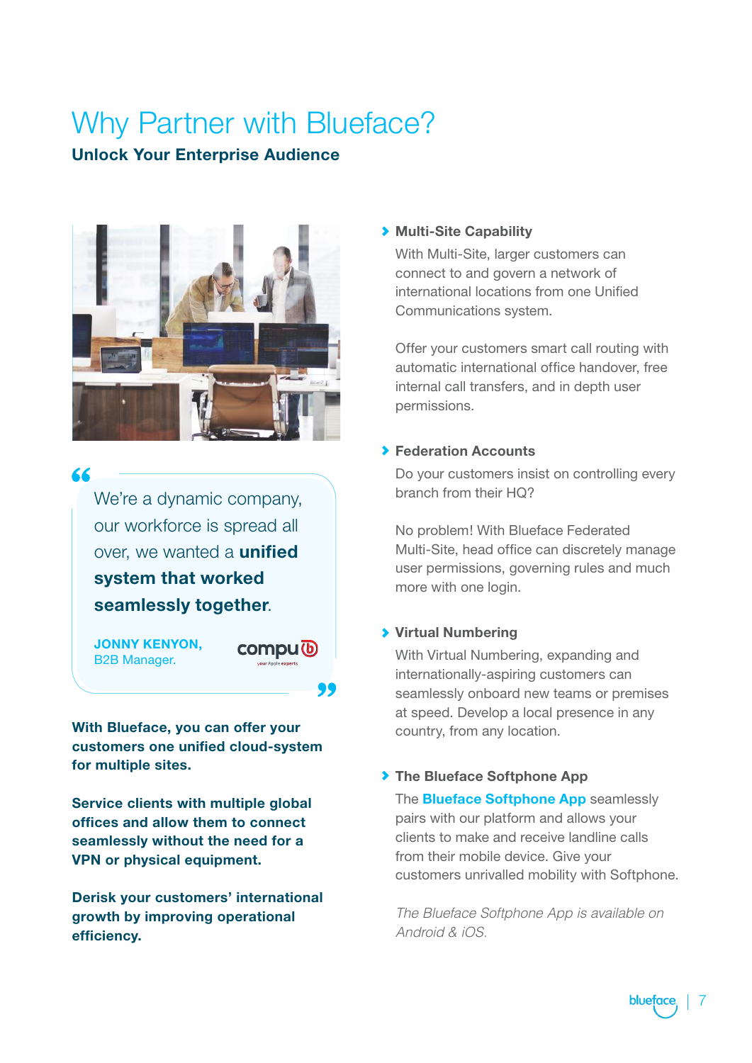# Why Partner with Blueface?

## Unlock Your Enterprise Audience

> We're a dynamic company, our workforce is spread all over, we wanted a **unified system that worked seamlessly together**.
>
> **JONNY KENYON,**
> B2B Manager.

**With Blueface, you can offer your customers one unified cloud-system for multiple sites.**

**Service clients with multiple global offices and allow them to connect seamlessly without the need for a VPN or physical equipment.**

**Derisk your customers' international growth by improving operational efficiency.**

### Multi-Site Capability

With Multi-Site, larger customers can connect to and govern a network of international locations from one Unified Communications system.

Offer your customers smart call routing with automatic international office handover, free internal call transfers, and in depth user permissions.

### Federation Accounts

Do your customers insist on controlling every branch from their HQ?

No problem! With Blueface Federated Multi-Site, head office can discretely manage user permissions, governing rules and much more with one login.

### Virtual Numbering

With Virtual Numbering, expanding and internationally-aspiring customers can seamlessly onboard new teams or premises at speed. Develop a local presence in any country, from any location.

### The Blueface Softphone App

The **Blueface Softphone App** seamlessly pairs with our platform and allows your clients to make and receive landline calls from their mobile device. Give your customers unrivalled mobility with Softphone.

*The Blueface Softphone App is available on Android & iOS.*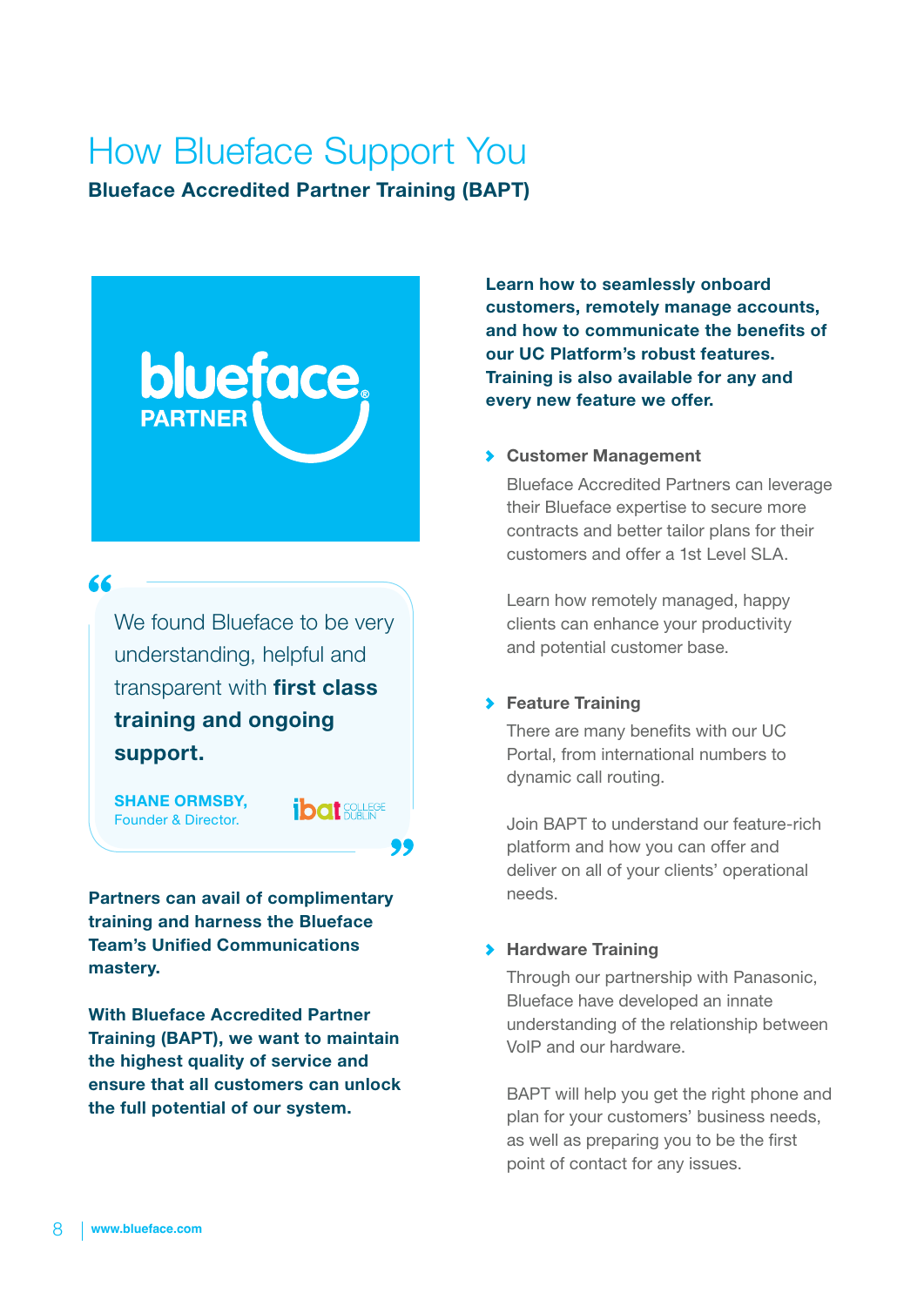# How Blueface Support You

## Blueface Accredited Partner Training (BAPT)

> We found Blueface to be very understanding, helpful and transparent with **first class training and ongoing support.**
>
> **SHANE ORMSBY,** Founder & Director. ibat COLLEGE DUBLIN

**Partners can avail of complimentary training and harness the Blueface Team's Unified Communications mastery.**

**With Blueface Accredited Partner Training (BAPT), we want to maintain the highest quality of service and ensure that all customers can unlock the full potential of our system.**

**Learn how to seamlessly onboard customers, remotely manage accounts, and how to communicate the benefits of our UC Platform's robust features. Training is also available for any and every new feature we offer.**

### Customer Management

Blueface Accredited Partners can leverage their Blueface expertise to secure more contracts and better tailor plans for their customers and offer a 1st Level SLA.

Learn how remotely managed, happy clients can enhance your productivity and potential customer base.

### Feature Training

There are many benefits with our UC Portal, from international numbers to dynamic call routing.

Join BAPT to understand our feature-rich platform and how you can offer and deliver on all of your clients' operational needs.

### Hardware Training

Through our partnership with Panasonic, Blueface have developed an innate understanding of the relationship between VoIP and our hardware.

BAPT will help you get the right phone and plan for your customers' business needs, as well as preparing you to be the first point of contact for any issues.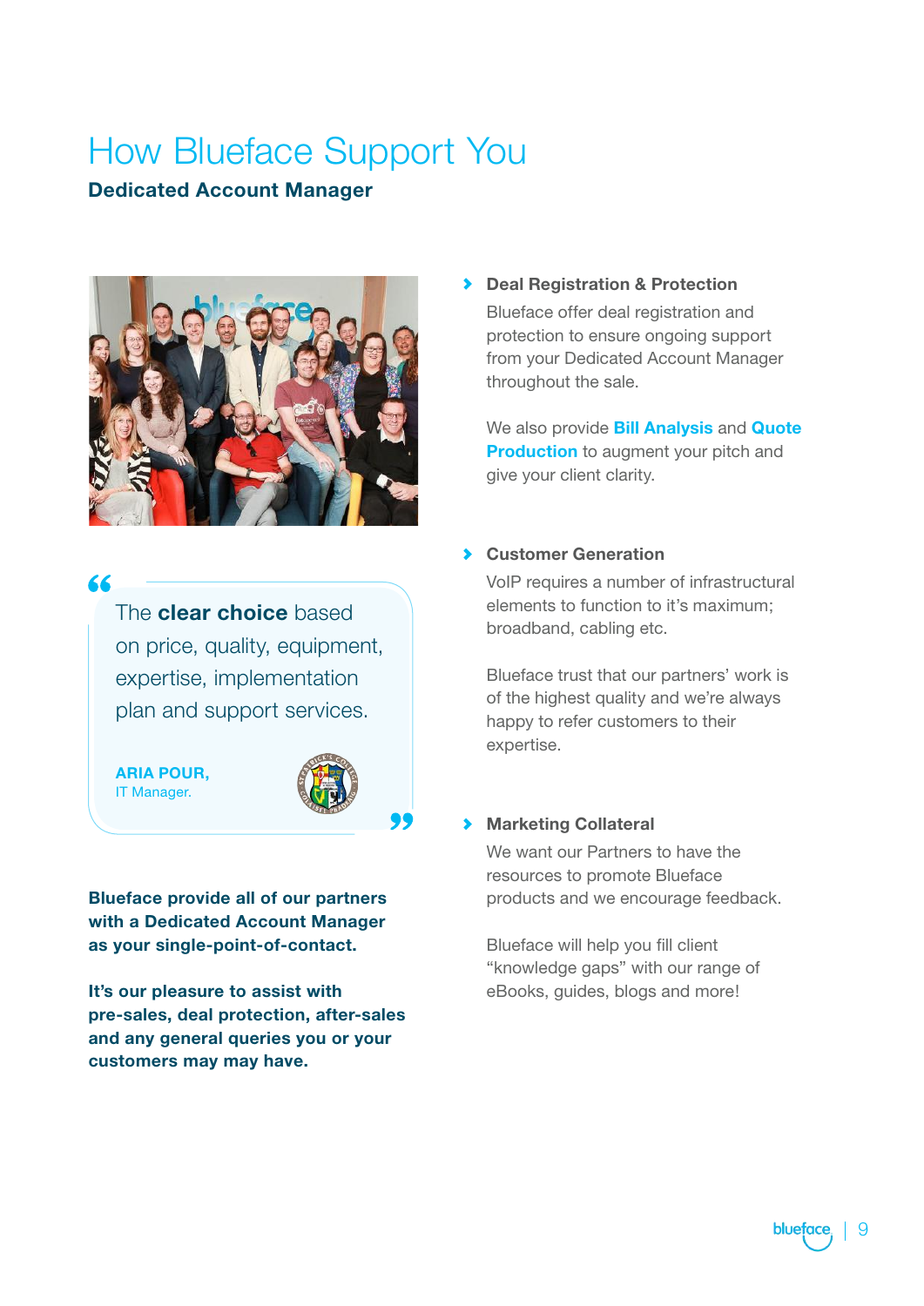# How Blueface Support You

## Dedicated Account Manager

> The **clear choice** based on price, quality, equipment, expertise, implementation plan and support services.
>
> **ARIA POUR,**
> IT Manager.

**Blueface provide all of our partners with a Dedicated Account Manager as your single-point-of-contact.**

**It's our pleasure to assist with pre-sales, deal protection, after-sales and any general queries you or your customers may may have.**

### Deal Registration & Protection

Blueface offer deal registration and protection to ensure ongoing support from your Dedicated Account Manager throughout the sale.

We also provide **Bill Analysis** and **Quote Production** to augment your pitch and give your client clarity.

### Customer Generation

VoIP requires a number of infrastructural elements to function to it's maximum; broadband, cabling etc.

Blueface trust that our partners' work is of the highest quality and we're always happy to refer customers to their expertise.

### Marketing Collateral

We want our Partners to have the resources to promote Blueface products and we encourage feedback.

Blueface will help you fill client "knowledge gaps" with our range of eBooks, guides, blogs and more!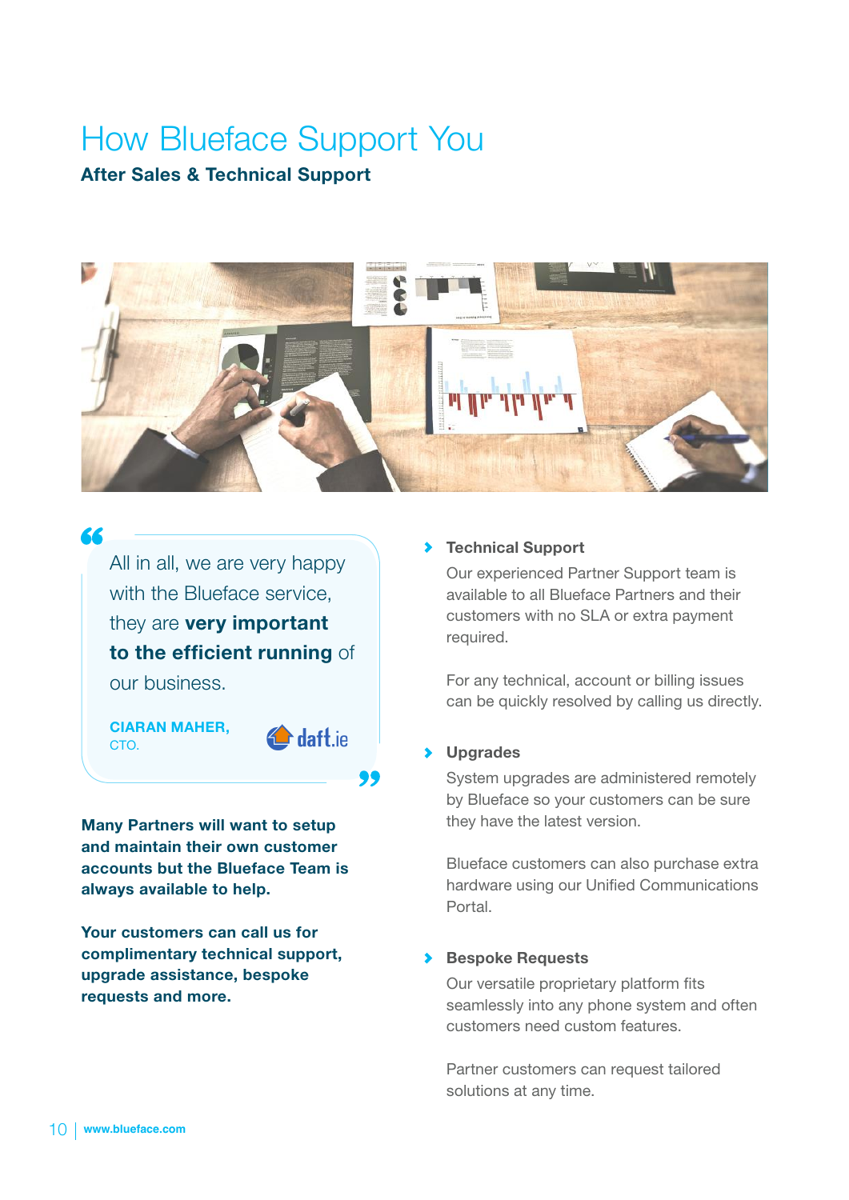# How Blueface Support You

**After Sales & Technical Support**

> All in all, we are very happy with the Blueface service, they are **very important to the efficient running** of our business.
>
> **CIARAN MAHER,**
> CTO.
> daft.ie

**Many Partners will want to setup and maintain their own customer accounts but the Blueface Team is always available to help.**

**Your customers can call us for complimentary technical support, upgrade assistance, bespoke requests and more.**

### Technical Support

Our experienced Partner Support team is available to all Blueface Partners and their customers with no SLA or extra payment required.

For any technical, account or billing issues can be quickly resolved by calling us directly.

### Upgrades

System upgrades are administered remotely by Blueface so your customers can be sure they have the latest version.

Blueface customers can also purchase extra hardware using our Unified Communications Portal.

### Bespoke Requests

Our versatile proprietary platform fits seamlessly into any phone system and often customers need custom features.

Partner customers can request tailored solutions at any time.

www.blueface.com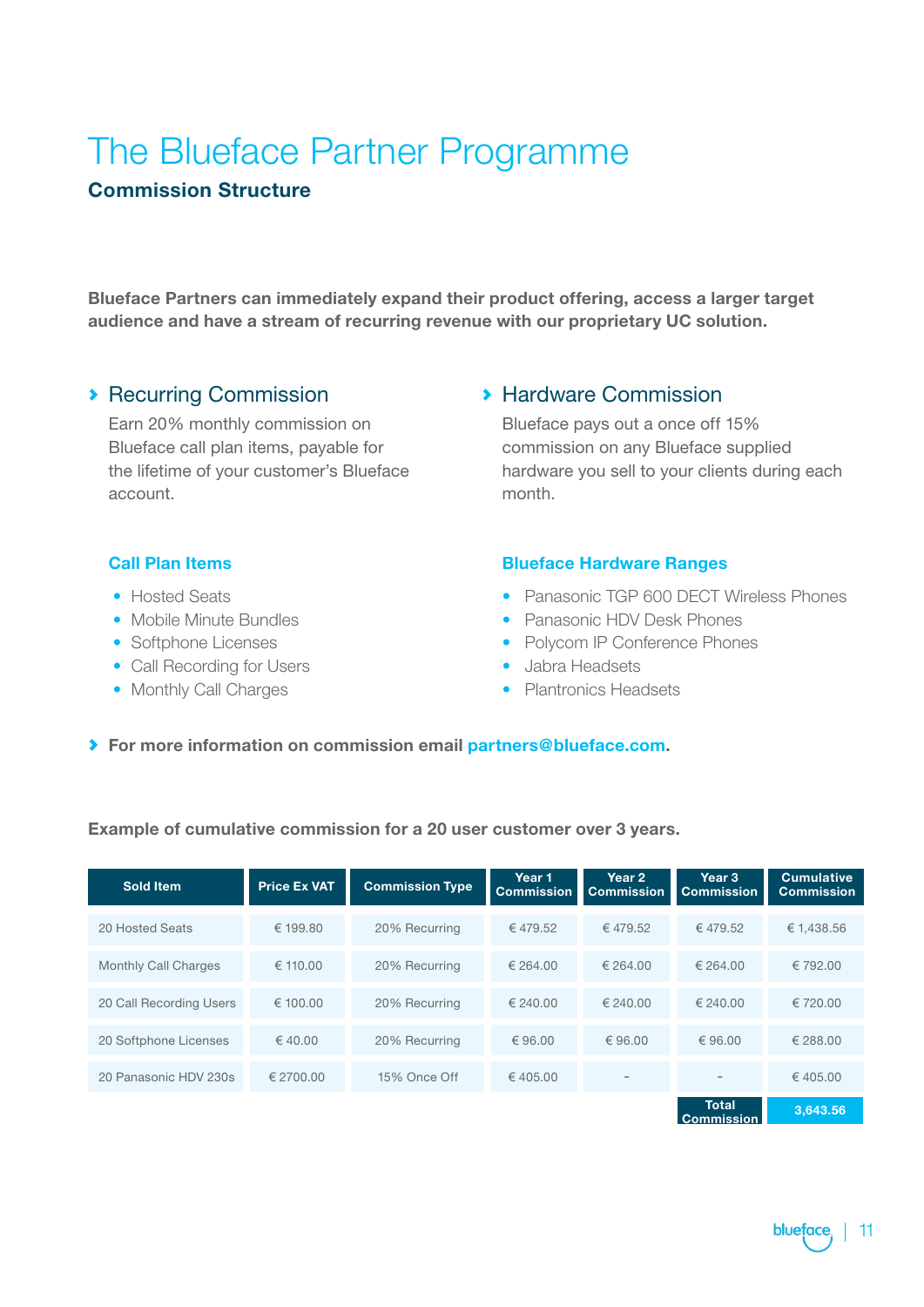# The Blueface Partner Programme

## Commission Structure

**Blueface Partners can immediately expand their product offering, access a larger target audience and have a stream of recurring revenue with our proprietary UC solution.**

### Recurring Commission

Earn 20% monthly commission on Blueface call plan items, payable for the lifetime of your customer's Blueface account.

#### Call Plan Items

- Hosted Seats
- Mobile Minute Bundles
- Softphone Licenses
- Call Recording for Users
- Monthly Call Charges

### Hardware Commission

Blueface pays out a once off 15% commission on any Blueface supplied hardware you sell to your clients during each month.

#### Blueface Hardware Ranges

- Panasonic TGP 600 DECT Wireless Phones
- Panasonic HDV Desk Phones
- Polycom IP Conference Phones
- Jabra Headsets
- Plantronics Headsets

**For more information on commission email partners@blueface.com.**

**Example of cumulative commission for a 20 user customer over 3 years.**

| Sold Item | Price Ex VAT | Commission Type | Year 1 Commission | Year 2 Commission | Year 3 Commission | Cumulative Commission |
|---|---|---|---|---|---|---|
| 20 Hosted Seats | € 199.80 | 20% Recurring | € 479.52 | € 479.52 | € 479.52 | € 1,438.56 |
| Monthly Call Charges | € 110.00 | 20% Recurring | € 264.00 | € 264.00 | € 264.00 | € 792.00 |
| 20 Call Recording Users | € 100.00 | 20% Recurring | € 240.00 | € 240.00 | € 240.00 | € 720.00 |
| 20 Softphone Licenses | € 40.00 | 20% Recurring | € 96.00 | € 96.00 | € 96.00 | € 288.00 |
| 20 Panasonic HDV 230s | € 2700.00 | 15% Once Off | € 405.00 | - | - | € 405.00 |
| | | | | | **Total Commission** | **3,643.56** |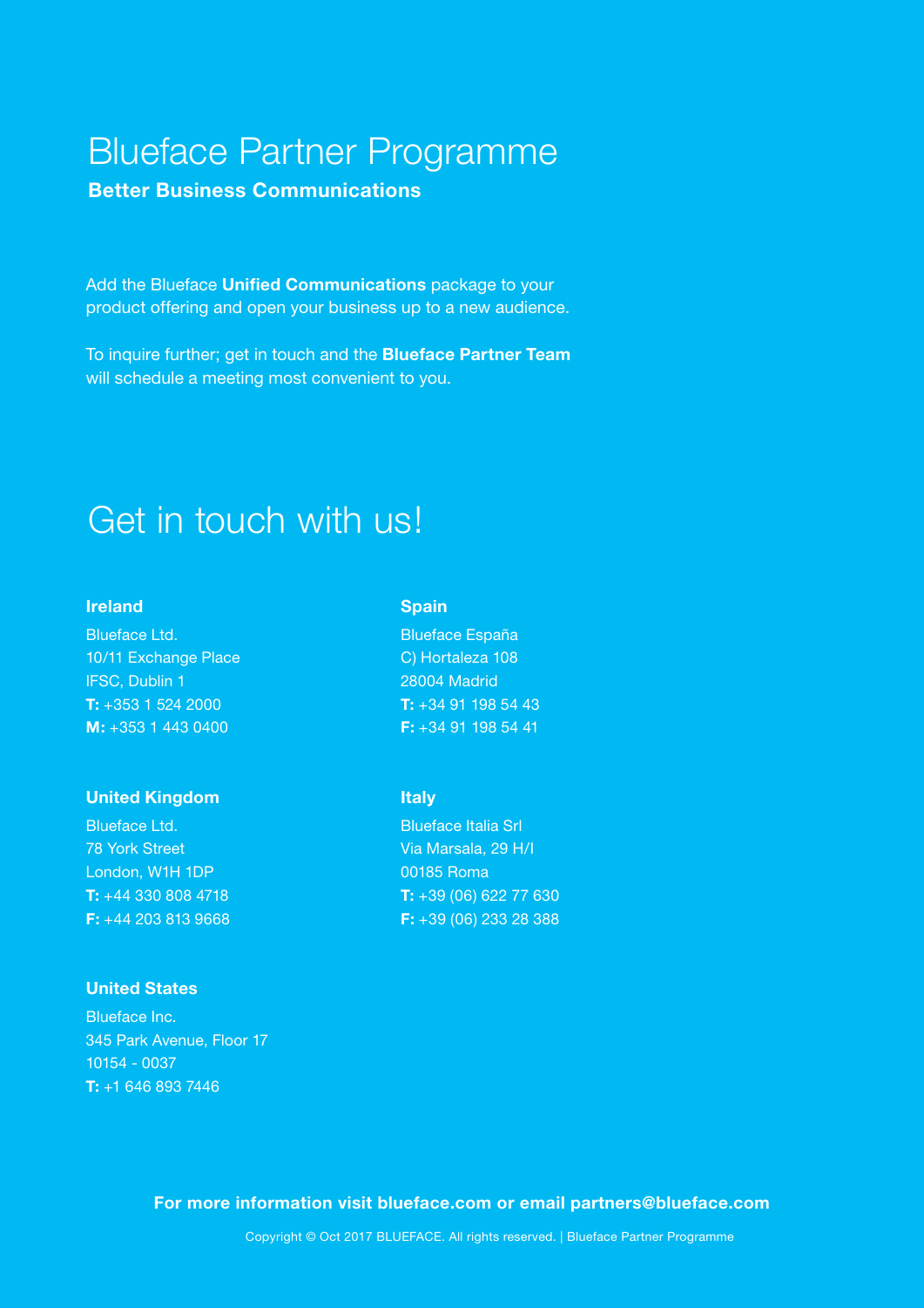# Blueface Partner Programme

**Better Business Communications**

Add the Blueface **Unified Communications** package to your product offering and open your business up to a new audience.

To inquire further; get in touch and the **Blueface Partner Team** will schedule a meeting most convenient to you.

## Get in touch with us!

**Ireland**

Blueface Ltd.
10/11 Exchange Place
IFSC, Dublin 1
**T:** +353 1 524 2000
**M:** +353 1 443 0400

**Spain**

Blueface España
C) Hortaleza 108
28004 Madrid
**T:** +34 91 198 54 43
**F:** +34 91 198 54 41

**United Kingdom**

Blueface Ltd.
78 York Street
London, W1H 1DP
**T:** +44 330 808 4718
**F:** +44 203 813 9668

**Italy**

Blueface Italia Srl
Via Marsala, 29 H/I
00185 Roma
**T:** +39 (06) 622 77 630
**F:** +39 (06) 233 28 388

**United States**

Blueface Inc.
345 Park Avenue, Floor 17
10154 - 0037
**T:** +1 646 893 7446

**For more information visit blueface.com or email partners@blueface.com**

Copyright © Oct 2017 BLUEFACE. All rights reserved. | Blueface Partner Programme